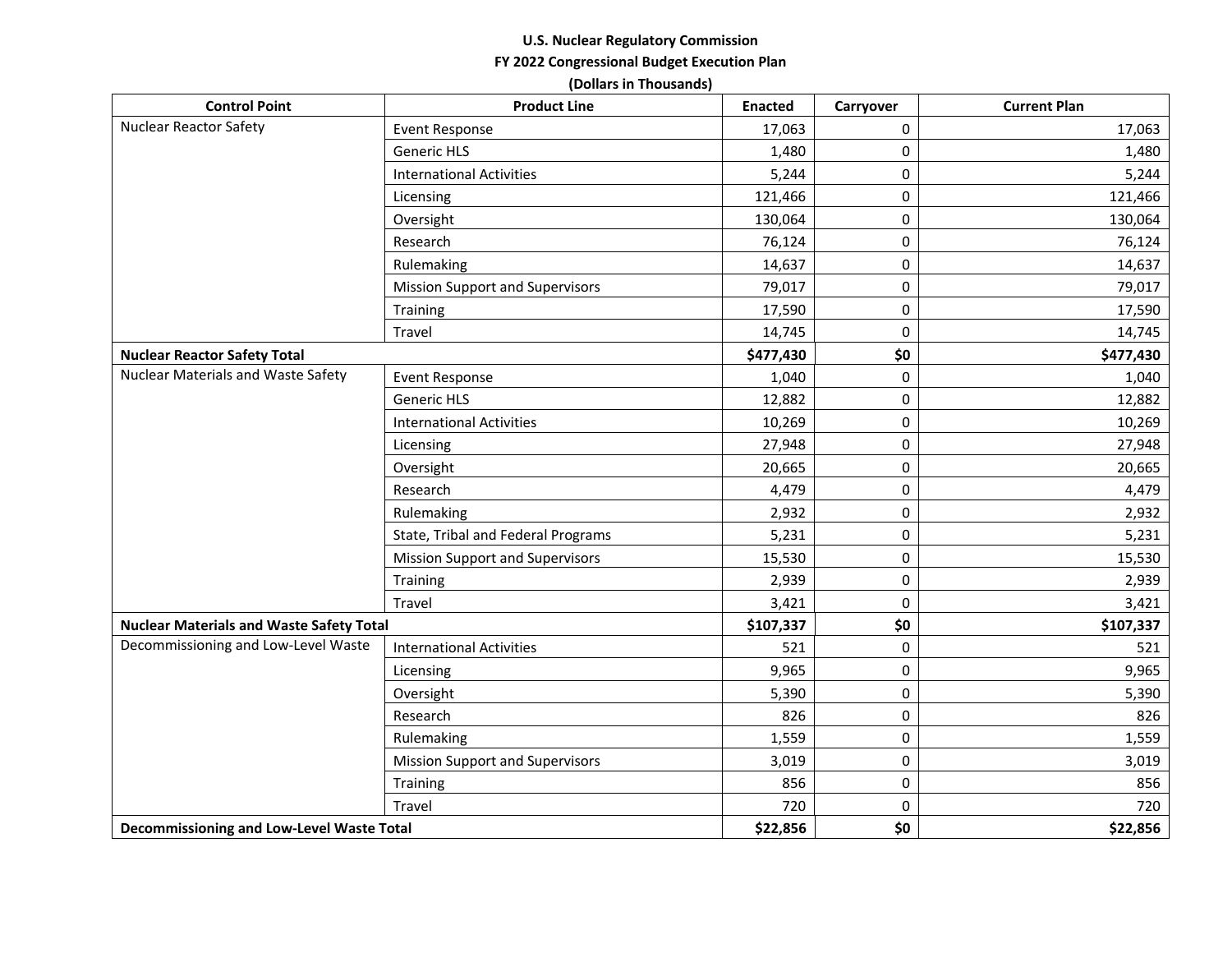**U.S. Nuclear Regulatory Commission**

**FY 2022 Congressional Budget Execution Plan**

**(Dollars in Thousands)**

| Control Point | Product Line | Enacted | Carryover | Current Plan |
|---|---|---|---|---|
| Nuclear Reactor Safety | Event Response | 17,063 | 0 | 17,063 |
| | Generic HLS | 1,480 | 0 | 1,480 |
| | International Activities | 5,244 | 0 | 5,244 |
| | Licensing | 121,466 | 0 | 121,466 |
| | Oversight | 130,064 | 0 | 130,064 |
| | Research | 76,124 | 0 | 76,124 |
| | Rulemaking | 14,637 | 0 | 14,637 |
| | Mission Support and Supervisors | 79,017 | 0 | 79,017 |
| | Training | 17,590 | 0 | 17,590 |
| | Travel | 14,745 | 0 | 14,745 |
| **Nuclear Reactor Safety Total** | | **$477,430** | **$0** | **$477,430** |
| Nuclear Materials and Waste Safety | Event Response | 1,040 | 0 | 1,040 |
| | Generic HLS | 12,882 | 0 | 12,882 |
| | International Activities | 10,269 | 0 | 10,269 |
| | Licensing | 27,948 | 0 | 27,948 |
| | Oversight | 20,665 | 0 | 20,665 |
| | Research | 4,479 | 0 | 4,479 |
| | Rulemaking | 2,932 | 0 | 2,932 |
| | State, Tribal and Federal Programs | 5,231 | 0 | 5,231 |
| | Mission Support and Supervisors | 15,530 | 0 | 15,530 |
| | Training | 2,939 | 0 | 2,939 |
| | Travel | 3,421 | 0 | 3,421 |
| **Nuclear Materials and Waste Safety Total** | | **$107,337** | **$0** | **$107,337** |
| Decommissioning and Low-Level Waste | International Activities | 521 | 0 | 521 |
| | Licensing | 9,965 | 0 | 9,965 |
| | Oversight | 5,390 | 0 | 5,390 |
| | Research | 826 | 0 | 826 |
| | Rulemaking | 1,559 | 0 | 1,559 |
| | Mission Support and Supervisors | 3,019 | 0 | 3,019 |
| | Training | 856 | 0 | 856 |
| | Travel | 720 | 0 | 720 |
| **Decommissioning and Low-Level Waste Total** | | **$22,856** | **$0** | **$22,856** |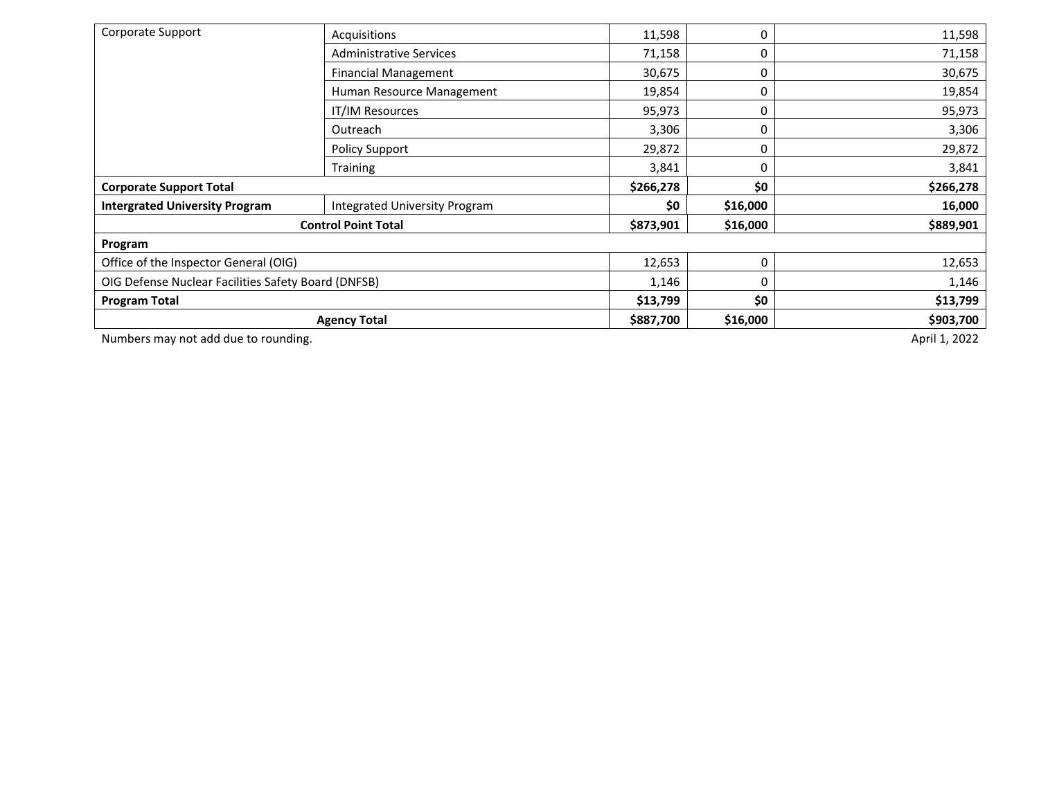| | | | | |
|---|---|---|---|---|
| Corporate Support | Acquisitions | 11,598 | 0 | 11,598 |
| | Administrative Services | 71,158 | 0 | 71,158 |
| | Financial Management | 30,675 | 0 | 30,675 |
| | Human Resource Management | 19,854 | 0 | 19,854 |
| | IT/IM Resources | 95,973 | 0 | 95,973 |
| | Outreach | 3,306 | 0 | 3,306 |
| | Policy Support | 29,872 | 0 | 29,872 |
| | Training | 3,841 | 0 | 3,841 |
| **Corporate Support Total** | | **$266,278** | **$0** | **$266,278** |
| **Intergrated University Program** | Integrated University Program | **$0** | **$16,000** | **16,000** |
| **Control Point Total** | | **$873,901** | **$16,000** | **$889,901** |
| **Program** | | | | |
| Office of the Inspector General (OIG) | | 12,653 | 0 | 12,653 |
| OIG Defense Nuclear Facilities Safety Board (DNFSB) | | 1,146 | 0 | 1,146 |
| **Program Total** | | **$13,799** | **$0** | **$13,799** |
| **Agency Total** | | **$887,700** | **$16,000** | **$903,700** |

Numbers may not add due to rounding.

April 1, 2022